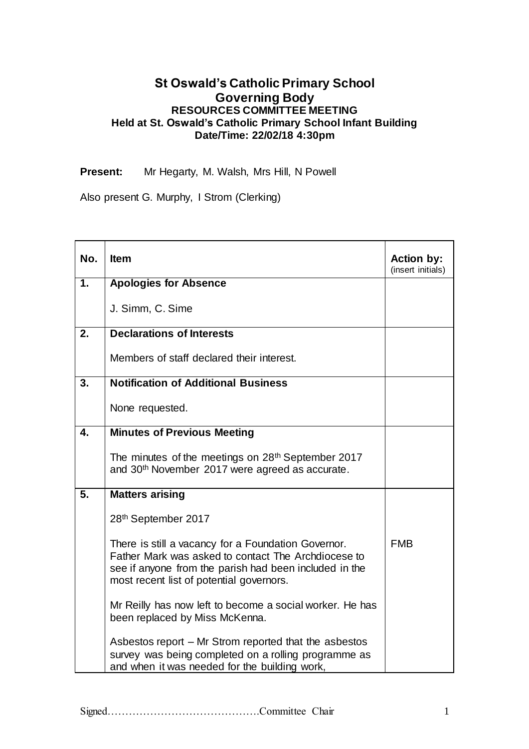# St Oswald's Catholic Primary School
## Governing Body
### RESOURCES COMMITTEE MEETING
### Held at St. Oswald's Catholic Primary School Infant Building
### Date/Time: 22/02/18 4:30pm

**Present:** Mr Hegarty, M. Walsh, Mrs Hill, N Powell

Also present G. Murphy, I Strom (Clerking)

| No. | Item | Action by: (insert initials) |
|---|---|---|
| 1. | **Apologies for Absence**<br><br>J. Simm, C. Sime | |
| 2. | **Declarations of Interests**<br><br>Members of staff declared their interest. | |
| 3. | **Notification of Additional Business**<br><br>None requested. | |
| 4. | **Minutes of Previous Meeting**<br><br>The minutes of the meetings on 28th September 2017 and 30th November 2017 were agreed as accurate. | |
| 5. | **Matters arising**<br><br>28th September 2017<br><br>There is still a vacancy for a Foundation Governor. Father Mark was asked to contact The Archdiocese to see if anyone from the parish had been included in the most recent list of potential governors.<br><br>Mr Reilly has now left to become a social worker. He has been replaced by Miss McKenna.<br><br>Asbestos report – Mr Strom reported that the asbestos survey was being completed on a rolling programme as and when it was needed for the building work, | FMB |

Signed…………………………………….Committee Chair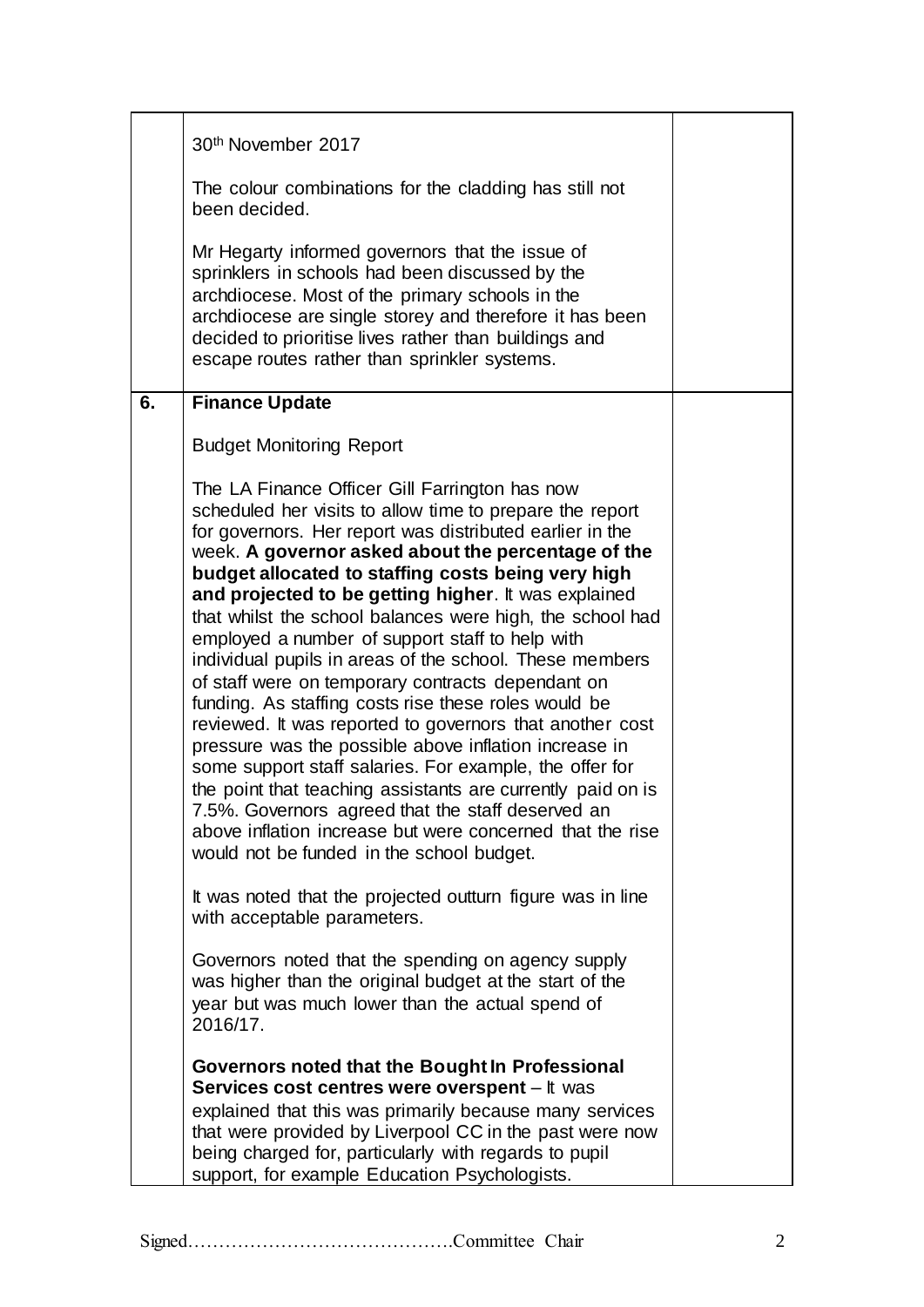| | | |
|---|---|---|
| | 30th November 2017<br><br>The colour combinations for the cladding has still not been decided.<br><br>Mr Hegarty informed governors that the issue of sprinklers in schools had been discussed by the archdiocese. Most of the primary schools in the archdiocese are single storey and therefore it has been decided to prioritise lives rather than buildings and escape routes rather than sprinkler systems. | |
| **6.** | **Finance Update**<br><br>Budget Monitoring Report<br><br>The LA Finance Officer Gill Farrington has now scheduled her visits to allow time to prepare the report for governors. Her report was distributed earlier in the week. **A governor asked about the percentage of the budget allocated to staffing costs being very high and projected to be getting higher**. It was explained that whilst the school balances were high, the school had employed a number of support staff to help with individual pupils in areas of the school. These members of staff were on temporary contracts dependant on funding. As staffing costs rise these roles would be reviewed. It was reported to governors that another cost pressure was the possible above inflation increase in some support staff salaries. For example, the offer for the point that teaching assistants are currently paid on is 7.5%. Governors agreed that the staff deserved an above inflation increase but were concerned that the rise would not be funded in the school budget.<br><br>It was noted that the projected outturn figure was in line with acceptable parameters.<br><br>Governors noted that the spending on agency supply was higher than the original budget at the start of the year but was much lower than the actual spend of 2016/17.<br><br>**Governors noted that the Bought In Professional Services cost centres were overspent** – It was explained that this was primarily because many services that were provided by Liverpool CC in the past were now being charged for, particularly with regards to pupil support, for example Education Psychologists. | |

Signed……………………………………Committee Chair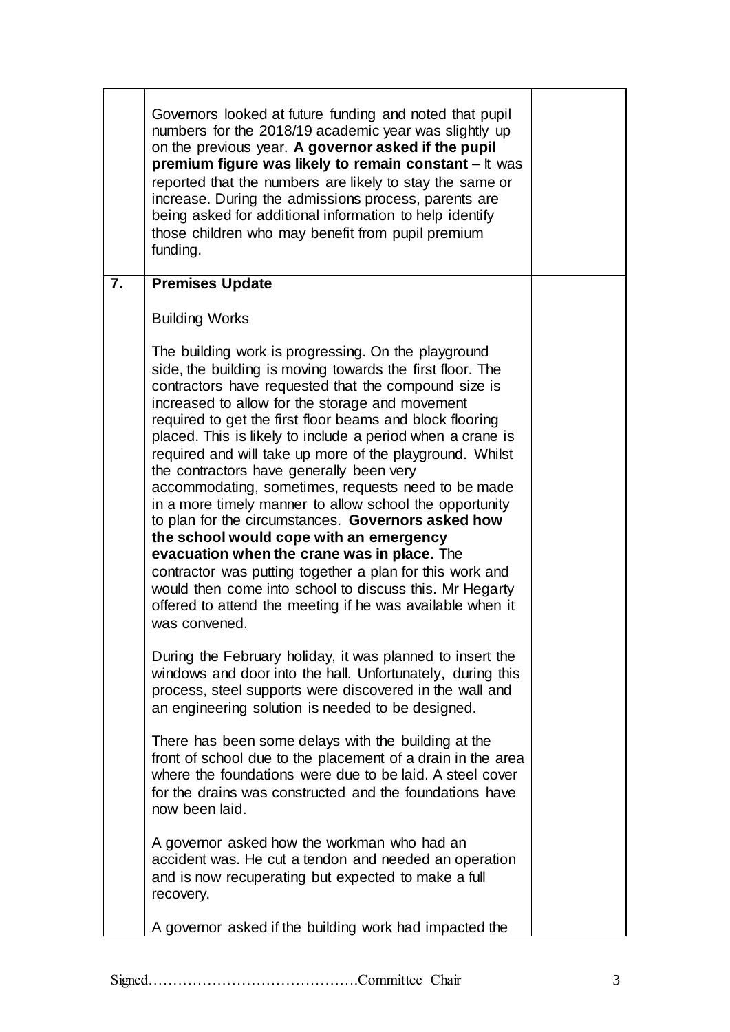| | | |
|---|---|---|
| | Governors looked at future funding and noted that pupil numbers for the 2018/19 academic year was slightly up on the previous year. **A governor asked if the pupil premium figure was likely to remain constant** – It was reported that the numbers are likely to stay the same or increase. During the admissions process, parents are being asked for additional information to help identify those children who may benefit from pupil premium funding. | |
| **7.** | **Premises Update**<br><br>Building Works<br><br>The building work is progressing. On the playground side, the building is moving towards the first floor. The contractors have requested that the compound size is increased to allow for the storage and movement required to get the first floor beams and block flooring placed. This is likely to include a period when a crane is required and will take up more of the playground. Whilst the contractors have generally been very accommodating, sometimes, requests need to be made in a more timely manner to allow school the opportunity to plan for the circumstances. **Governors asked how the school would cope with an emergency evacuation when the crane was in place.** The contractor was putting together a plan for this work and would then come into school to discuss this. Mr Hegarty offered to attend the meeting if he was available when it was convened.<br><br>During the February holiday, it was planned to insert the windows and door into the hall. Unfortunately, during this process, steel supports were discovered in the wall and an engineering solution is needed to be designed.<br><br>There has been some delays with the building at the front of school due to the placement of a drain in the area where the foundations were due to be laid. A steel cover for the drains was constructed and the foundations have now been laid.<br><br>A governor asked how the workman who had an accident was. He cut a tendon and needed an operation and is now recuperating but expected to make a full recovery.<br><br>A governor asked if the building work had impacted the | |

Signed…………………………………….Committee Chair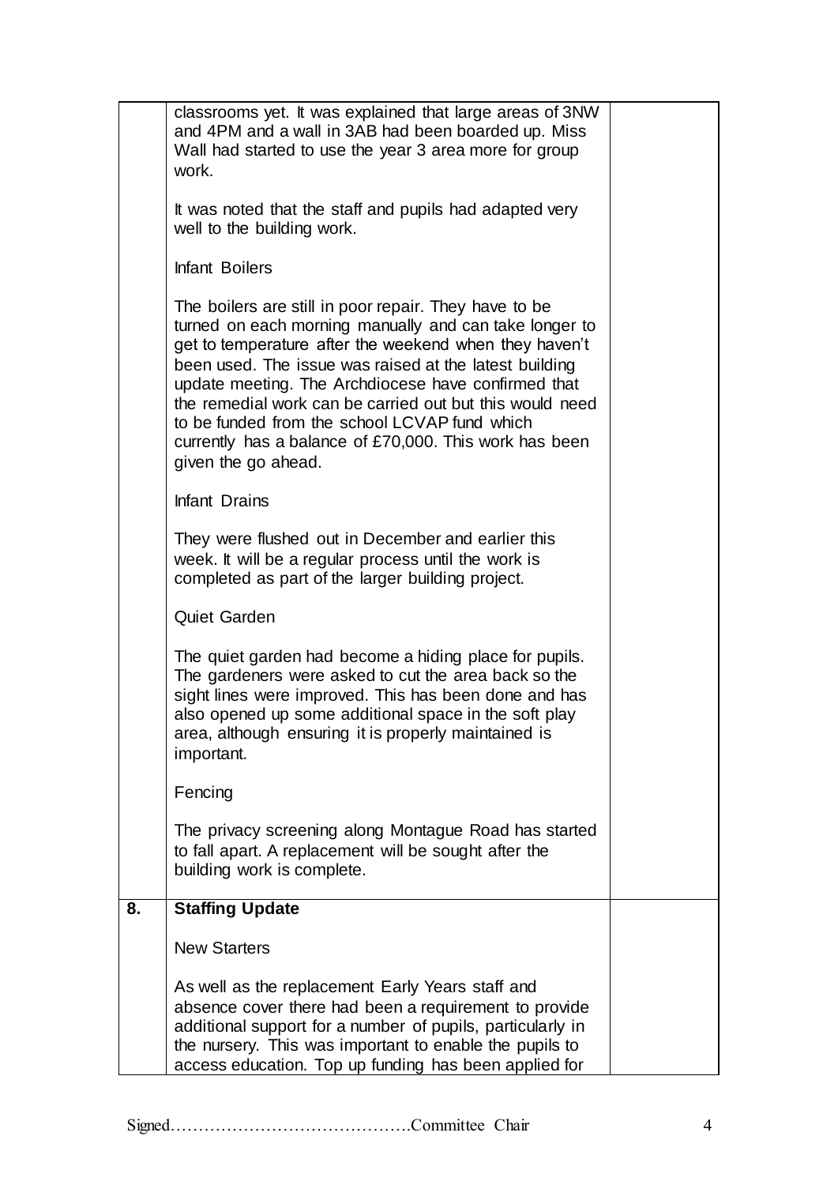| | | |
|---|---|---|
| | classrooms yet. It was explained that large areas of 3NW and 4PM and a wall in 3AB had been boarded up. Miss Wall had started to use the year 3 area more for group work.<br><br>It was noted that the staff and pupils had adapted very well to the building work.<br><br>Infant Boilers<br><br>The boilers are still in poor repair. They have to be turned on each morning manually and can take longer to get to temperature after the weekend when they haven't been used. The issue was raised at the latest building update meeting. The Archdiocese have confirmed that the remedial work can be carried out but this would need to be funded from the school LCVAP fund which currently has a balance of £70,000. This work has been given the go ahead.<br><br>Infant Drains<br><br>They were flushed out in December and earlier this week. It will be a regular process until the work is completed as part of the larger building project.<br><br>Quiet Garden<br><br>The quiet garden had become a hiding place for pupils. The gardeners were asked to cut the area back so the sight lines were improved. This has been done and has also opened up some additional space in the soft play area, although ensuring it is properly maintained is important.<br><br>Fencing<br><br>The privacy screening along Montague Road has started to fall apart. A replacement will be sought after the building work is complete. | |
| **8.** | **Staffing Update**<br><br>New Starters<br><br>As well as the replacement Early Years staff and absence cover there had been a requirement to provide additional support for a number of pupils, particularly in the nursery. This was important to enable the pupils to access education. Top up funding has been applied for | |

Signed……………………………………Committee Chair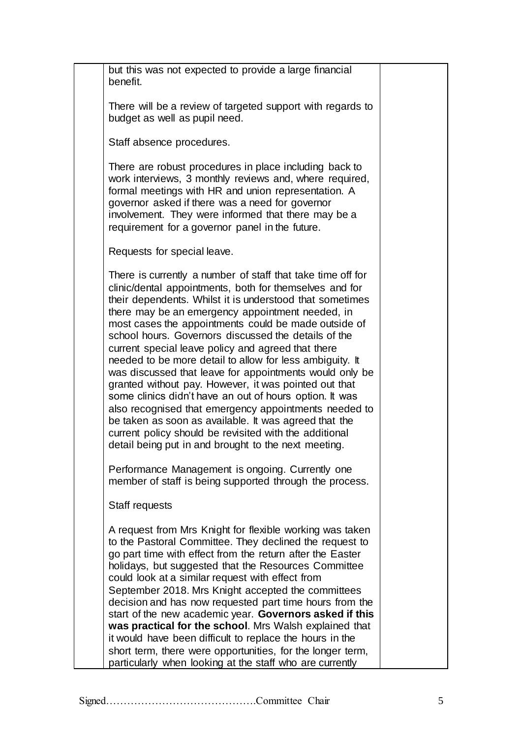but this was not expected to provide a large financial benefit.

There will be a review of targeted support with regards to budget as well as pupil need.

Staff absence procedures.

There are robust procedures in place including back to work interviews, 3 monthly reviews and, where required, formal meetings with HR and union representation. A governor asked if there was a need for governor involvement. They were informed that there may be a requirement for a governor panel in the future.

Requests for special leave.

There is currently a number of staff that take time off for clinic/dental appointments, both for themselves and for their dependents. Whilst it is understood that sometimes there may be an emergency appointment needed, in most cases the appointments could be made outside of school hours. Governors discussed the details of the current special leave policy and agreed that there needed to be more detail to allow for less ambiguity. It was discussed that leave for appointments would only be granted without pay. However, it was pointed out that some clinics didn't have an out of hours option. It was also recognised that emergency appointments needed to be taken as soon as available. It was agreed that the current policy should be revisited with the additional detail being put in and brought to the next meeting.

Performance Management is ongoing. Currently one member of staff is being supported through the process.

Staff requests

A request from Mrs Knight for flexible working was taken to the Pastoral Committee. They declined the request to go part time with effect from the return after the Easter holidays, but suggested that the Resources Committee could look at a similar request with effect from September 2018. Mrs Knight accepted the committees decision and has now requested part time hours from the start of the new academic year. **Governors asked if this was practical for the school**. Mrs Walsh explained that it would have been difficult to replace the hours in the short term, there were opportunities, for the longer term, particularly when looking at the staff who are currently

Signed……………………………………Committee Chair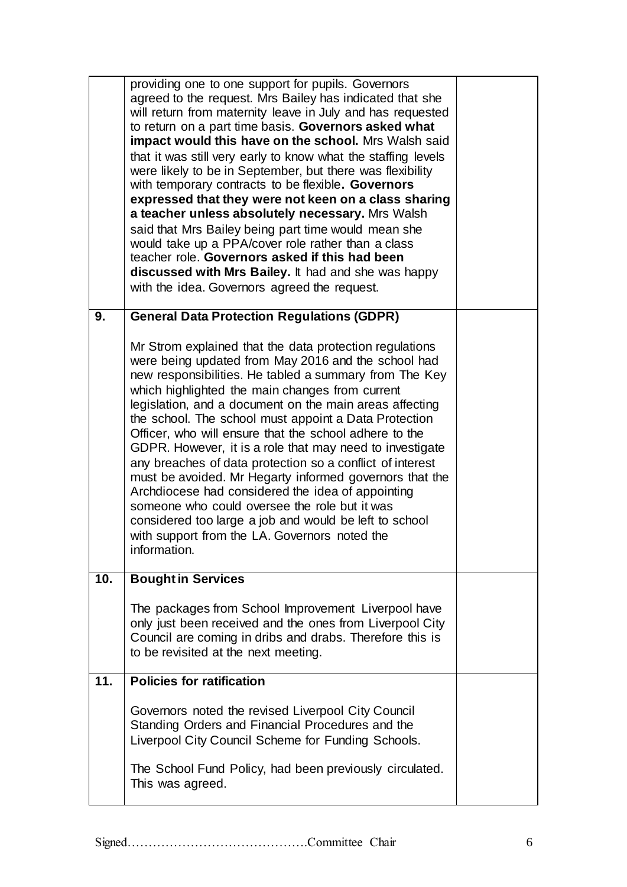| | | |
|---|---|---|
| | providing one to one support for pupils. Governors agreed to the request. Mrs Bailey has indicated that she will return from maternity leave in July and has requested to return on a part time basis. **Governors asked what impact would this have on the school.** Mrs Walsh said that it was still very early to know what the staffing levels were likely to be in September, but there was flexibility with temporary contracts to be flexible**. Governors expressed that they were not keen on a class sharing a teacher unless absolutely necessary.** Mrs Walsh said that Mrs Bailey being part time would mean she would take up a PPA/cover role rather than a class teacher role. **Governors asked if this had been discussed with Mrs Bailey.** It had and she was happy with the idea. Governors agreed the request. | |
| **9.** | **General Data Protection Regulations (GDPR)**<br><br>Mr Strom explained that the data protection regulations were being updated from May 2016 and the school had new responsibilities. He tabled a summary from The Key which highlighted the main changes from current legislation, and a document on the main areas affecting the school. The school must appoint a Data Protection Officer, who will ensure that the school adhere to the GDPR. However, it is a role that may need to investigate any breaches of data protection so a conflict of interest must be avoided. Mr Hegarty informed governors that the Archdiocese had considered the idea of appointing someone who could oversee the role but it was considered too large a job and would be left to school with support from the LA. Governors noted the information. | |
| **10.** | **Bought in Services**<br><br>The packages from School Improvement Liverpool have only just been received and the ones from Liverpool City Council are coming in dribs and drabs. Therefore this is to be revisited at the next meeting. | |
| **11.** | **Policies for ratification**<br><br>Governors noted the revised Liverpool City Council Standing Orders and Financial Procedures and the Liverpool City Council Scheme for Funding Schools.<br><br>The School Fund Policy, had been previously circulated. This was agreed. | |

Signed……………………………………Committee Chair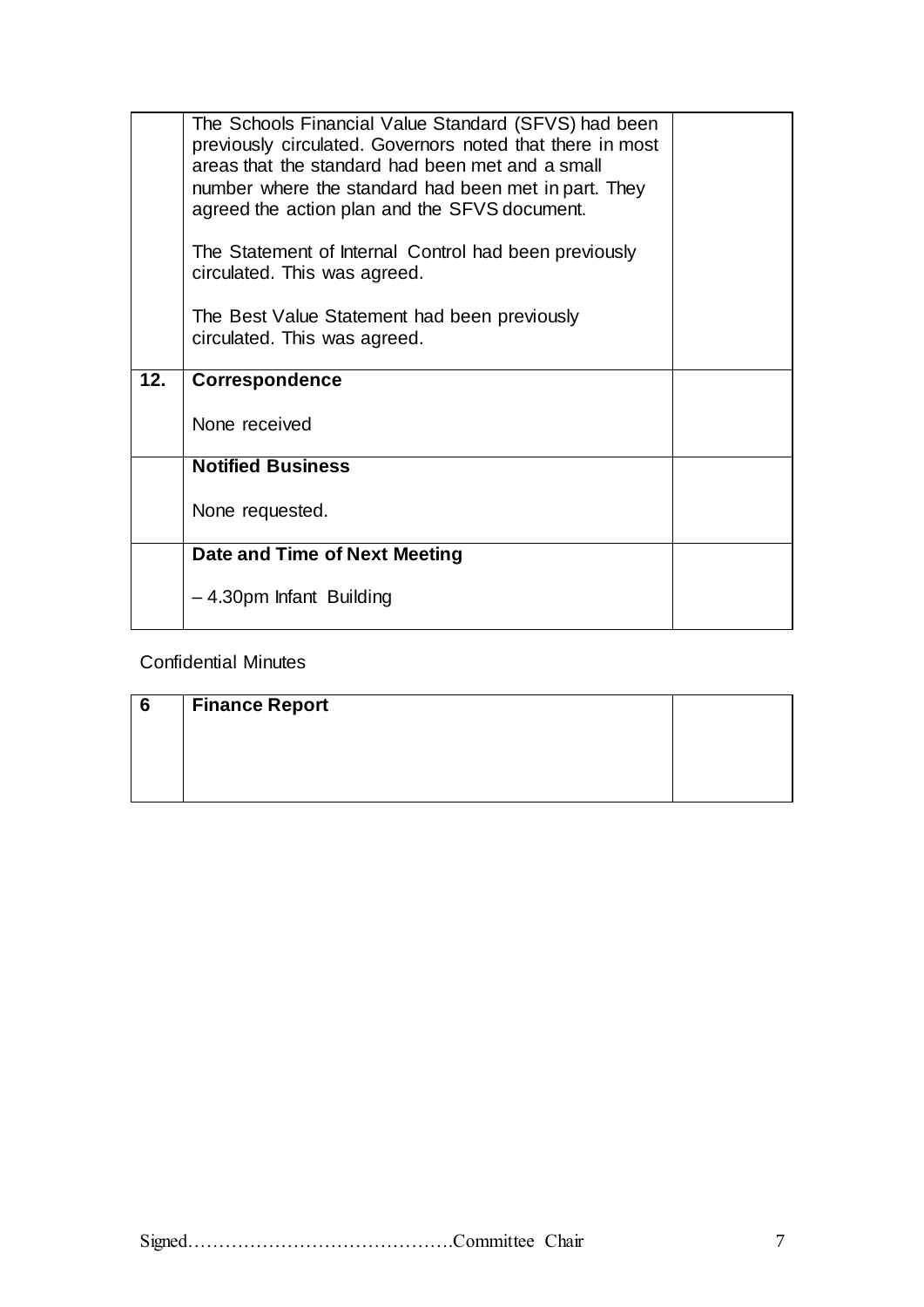| | | |
|---|---|---|
| | The Schools Financial Value Standard (SFVS) had been previously circulated. Governors noted that there in most areas that the standard had been met and a small number where the standard had been met in part. They agreed the action plan and the SFVS document.<br><br>The Statement of Internal Control had been previously circulated. This was agreed.<br><br>The Best Value Statement had been previously circulated. This was agreed. | |
| **12.** | **Correspondence**<br><br>None received | |
| | **Notified Business**<br><br>None requested. | |
| | **Date and Time of Next Meeting**<br><br>– 4.30pm Infant Building | |

Confidential Minutes

| | | |
|---|---|---|
| **6** | **Finance Report** | |

Signed…………………………………….Committee Chair